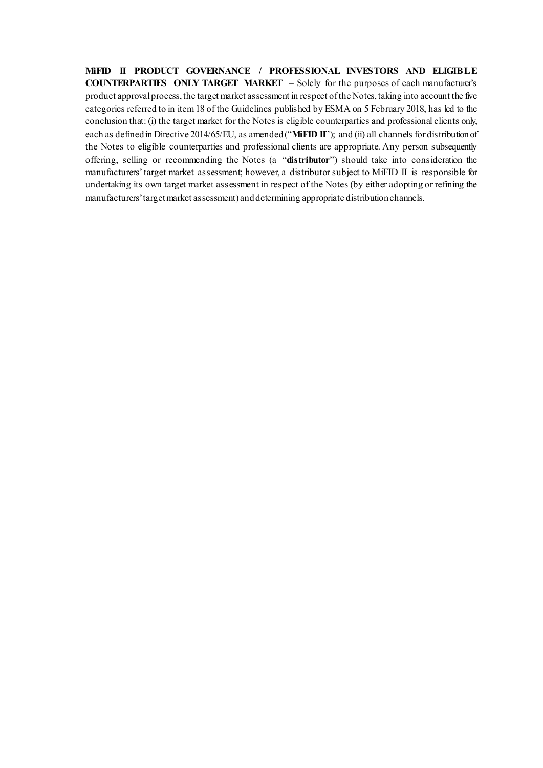**MiFID II PRODUCT GOVERNANCE / PROFESSIONAL INVESTORS AND ELIGIBLE COUNTERPARTIES ONLY TARGET MARKET** – Solely for the purposes of each manufacturer's product approval process, the target market assessment in respect of the Notes, taking into account the five categories referred to in item 18 of the Guidelines published by ESMA on 5 February 2018, has led to the conclusion that: (i) the target market for the Notes is eligible counterparties and professional clients only, each as defined in Directive 2014/65/EU, as amended ("**MiFID II**"); and (ii) all channels for distribution of the Notes to eligible counterparties and professional clients are appropriate. Any person subsequently offering, selling or recommending the Notes (a "**distributor**") should take into consideration the manufacturers' target market assessment; however, a distributor subject to MiFID II is responsible for undertaking its own target market assessment in respect of the Notes (by either adopting or refining the manufacturers' target market assessment) and determining appropriate distribution channels.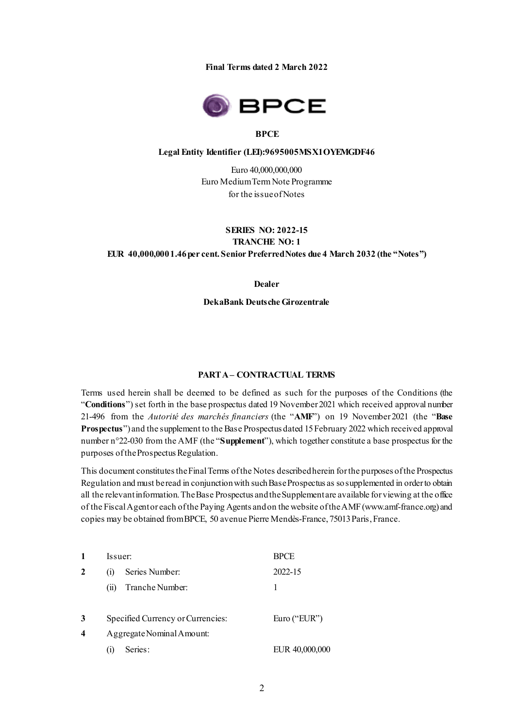**Final Terms dated 2 March 2022**

**BPCE**

**Legal Entity Identifier (LEI):9695005MSX1OYEMGDF46**

Euro 40,000,000,000
Euro Medium Term Note Programme
for the issue of Notes

**SERIES NO: 2022-15**
**TRANCHE NO: 1**
**EUR 40,000,000 1.46 per cent. Senior Preferred Notes due 4 March 2032 (the "Notes")**

**Dealer**

**DekaBank Deutsche Girozentrale**

**PART A – CONTRACTUAL TERMS**

Terms used herein shall be deemed to be defined as such for the purposes of the Conditions (the "**Conditions**") set forth in the base prospectus dated 19 November 2021 which received approval number 21-496 from the *Autorité des marchés financiers* (the "**AMF**") on 19 November 2021 (the "**Base Prospectus**") and the supplement to the Base Prospectus dated 15 February 2022 which received approval number n°22-030 from the AMF (the "**Supplement**"), which together constitute a base prospectus for the purposes of the Prospectus Regulation.

This document constitutes the Final Terms of the Notes described herein for the purposes of the Prospectus Regulation and must be read in conjunction with such Base Prospectus as so supplemented in order to obtain all the relevant information. The Base Prospectus and the Supplement are available for viewing at the office of the Fiscal Agent or each of the Paying Agents and on the website of the AMF (www.amf-france.org) and copies may be obtained from BPCE, 50 avenue Pierre Mendès-France, 75013 Paris, France.

| | | |
|---|---|---|
| **1** | Issuer: | BPCE |
| **2** | (i) Series Number: | 2022-15 |
| | (ii) Tranche Number: | 1 |
| **3** | Specified Currency or Currencies: | Euro ("EUR") |
| **4** | Aggregate Nominal Amount: | |
| | (i) Series: | EUR 40,000,000 |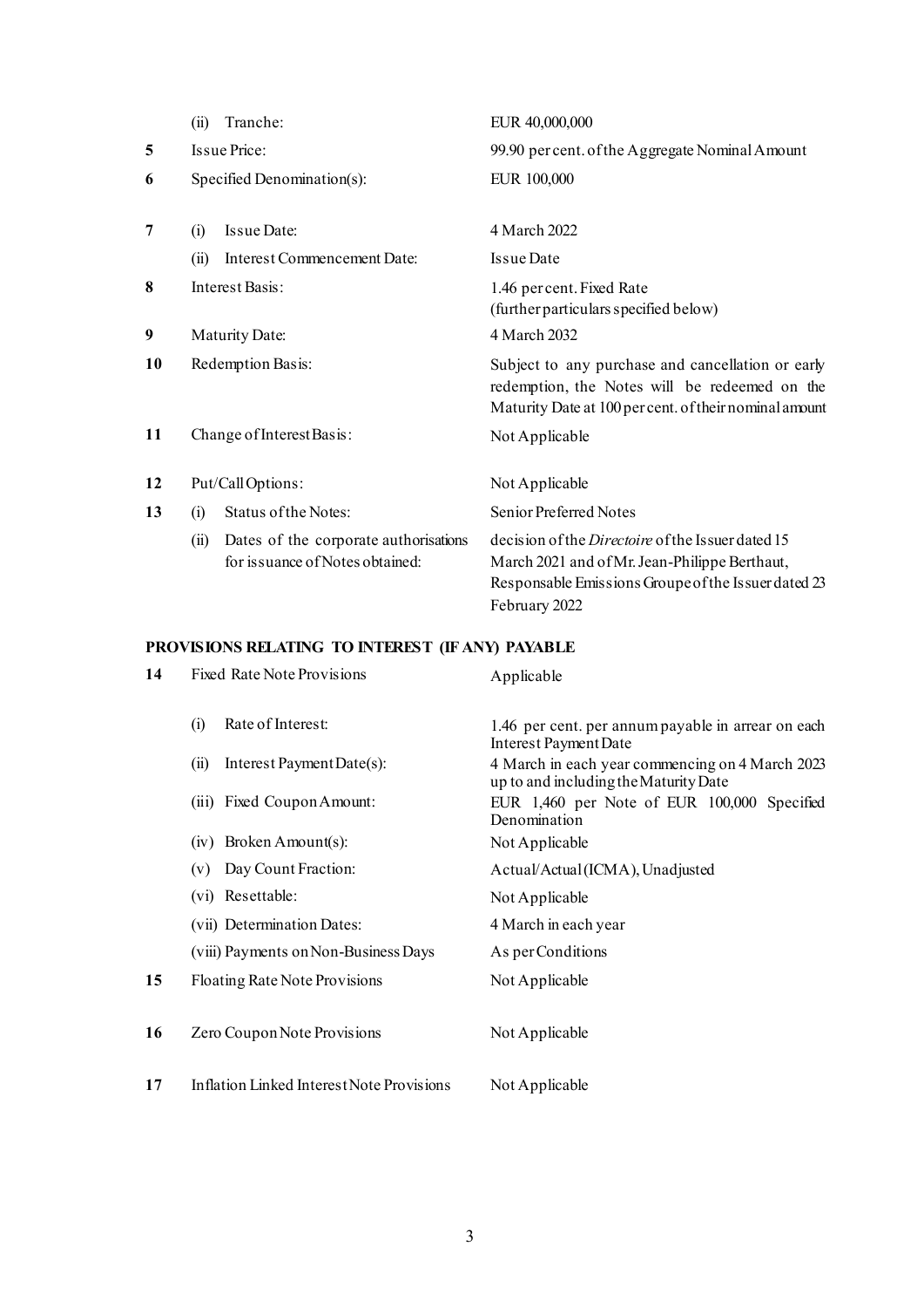| | | |
|---|---|---|
| | (ii) Tranche: | EUR 40,000,000 |
| **5** | Issue Price: | 99.90 per cent. of the Aggregate Nominal Amount |
| **6** | Specified Denomination(s): | EUR 100,000 |
| **7** | (i) Issue Date: | 4 March 2022 |
| | (ii) Interest Commencement Date: | Issue Date |
| **8** | Interest Basis: | 1.46 per cent. Fixed Rate (further particulars specified below) |
| **9** | Maturity Date: | 4 March 2032 |
| **10** | Redemption Basis: | Subject to any purchase and cancellation or early redemption, the Notes will be redeemed on the Maturity Date at 100 per cent. of their nominal amount |
| **11** | Change of Interest Basis: | Not Applicable |
| **12** | Put/Call Options: | Not Applicable |
| **13** | (i) Status of the Notes: | Senior Preferred Notes |
| | (ii) Dates of the corporate authorisations for issuance of Notes obtained: | decision of the *Directoire* of the Issuer dated 15 March 2021 and of Mr. Jean-Philippe Berthaut, Responsable Emissions Groupe of the Issuer dated 23 February 2022 |

## PROVISIONS RELATING TO INTEREST (IF ANY) PAYABLE

| | | |
|---|---|---|
| **14** | Fixed Rate Note Provisions | Applicable |
| | (i) Rate of Interest: | 1.46 per cent. per annum payable in arrear on each Interest Payment Date |
| | (ii) Interest Payment Date(s): | 4 March in each year commencing on 4 March 2023 up to and including the Maturity Date |
| | (iii) Fixed Coupon Amount: | EUR 1,460 per Note of EUR 100,000 Specified Denomination |
| | (iv) Broken Amount(s): | Not Applicable |
| | (v) Day Count Fraction: | Actual/Actual (ICMA), Unadjusted |
| | (vi) Resettable: | Not Applicable |
| | (vii) Determination Dates: | 4 March in each year |
| | (viii) Payments on Non-Business Days | As per Conditions |
| **15** | Floating Rate Note Provisions | Not Applicable |
| **16** | Zero Coupon Note Provisions | Not Applicable |
| **17** | Inflation Linked Interest Note Provisions | Not Applicable |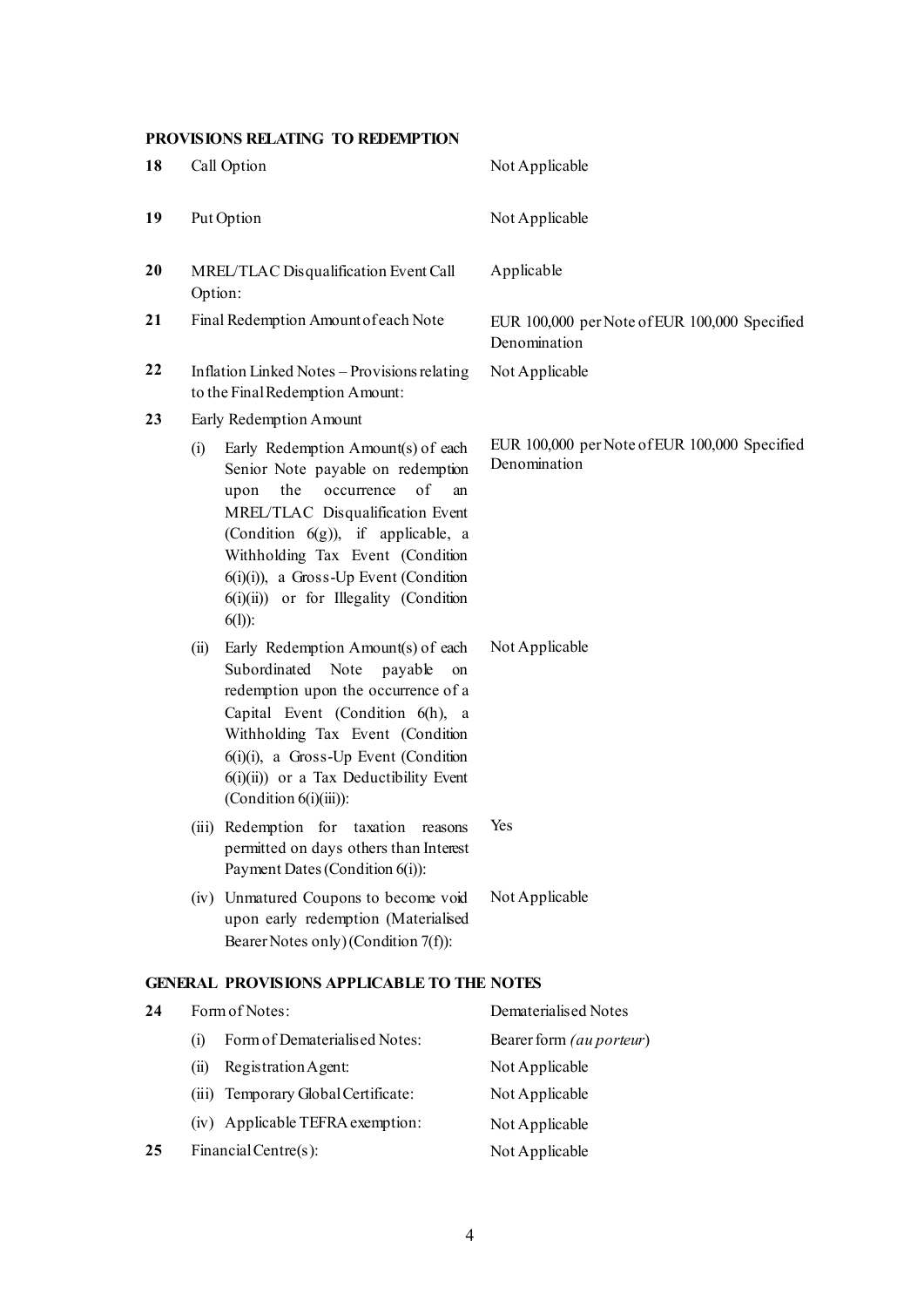**PROVISIONS RELATING TO REDEMPTION**

| | | |
|---|---|---|
| **18** | Call Option | Not Applicable |
| **19** | Put Option | Not Applicable |
| **20** | MREL/TLAC Disqualification Event Call Option: | Applicable |
| **21** | Final Redemption Amount of each Note | EUR 100,000 per Note of EUR 100,000 Specified Denomination |
| **22** | Inflation Linked Notes – Provisions relating to the Final Redemption Amount: | Not Applicable |
| **23** | Early Redemption Amount | |
| | (i) Early Redemption Amount(s) of each Senior Note payable on redemption upon the occurrence of an MREL/TLAC Disqualification Event (Condition 6(g)), if applicable, a Withholding Tax Event (Condition 6(i)(i)), a Gross-Up Event (Condition 6(i)(ii)) or for Illegality (Condition 6(l)): | EUR 100,000 per Note of EUR 100,000 Specified Denomination |
| | (ii) Early Redemption Amount(s) of each Subordinated Note payable on redemption upon the occurrence of a Capital Event (Condition 6(h), a Withholding Tax Event (Condition 6(i)(i), a Gross-Up Event (Condition 6(i)(ii)) or a Tax Deductibility Event (Condition 6(i)(iii)): | Not Applicable |
| | (iii) Redemption for taxation reasons permitted on days others than Interest Payment Dates (Condition 6(i)): | Yes |
| | (iv) Unmatured Coupons to become void upon early redemption (Materialised Bearer Notes only) (Condition 7(f)): | Not Applicable |

**GENERAL PROVISIONS APPLICABLE TO THE NOTES**

| | | |
|---|---|---|
| **24** | Form of Notes: | Dematerialised Notes |
| | (i) Form of Dematerialised Notes: | Bearer form *(au porteur)* |
| | (ii) Registration Agent: | Not Applicable |
| | (iii) Temporary Global Certificate: | Not Applicable |
| | (iv) Applicable TEFRA exemption: | Not Applicable |
| **25** | Financial Centre(s): | Not Applicable |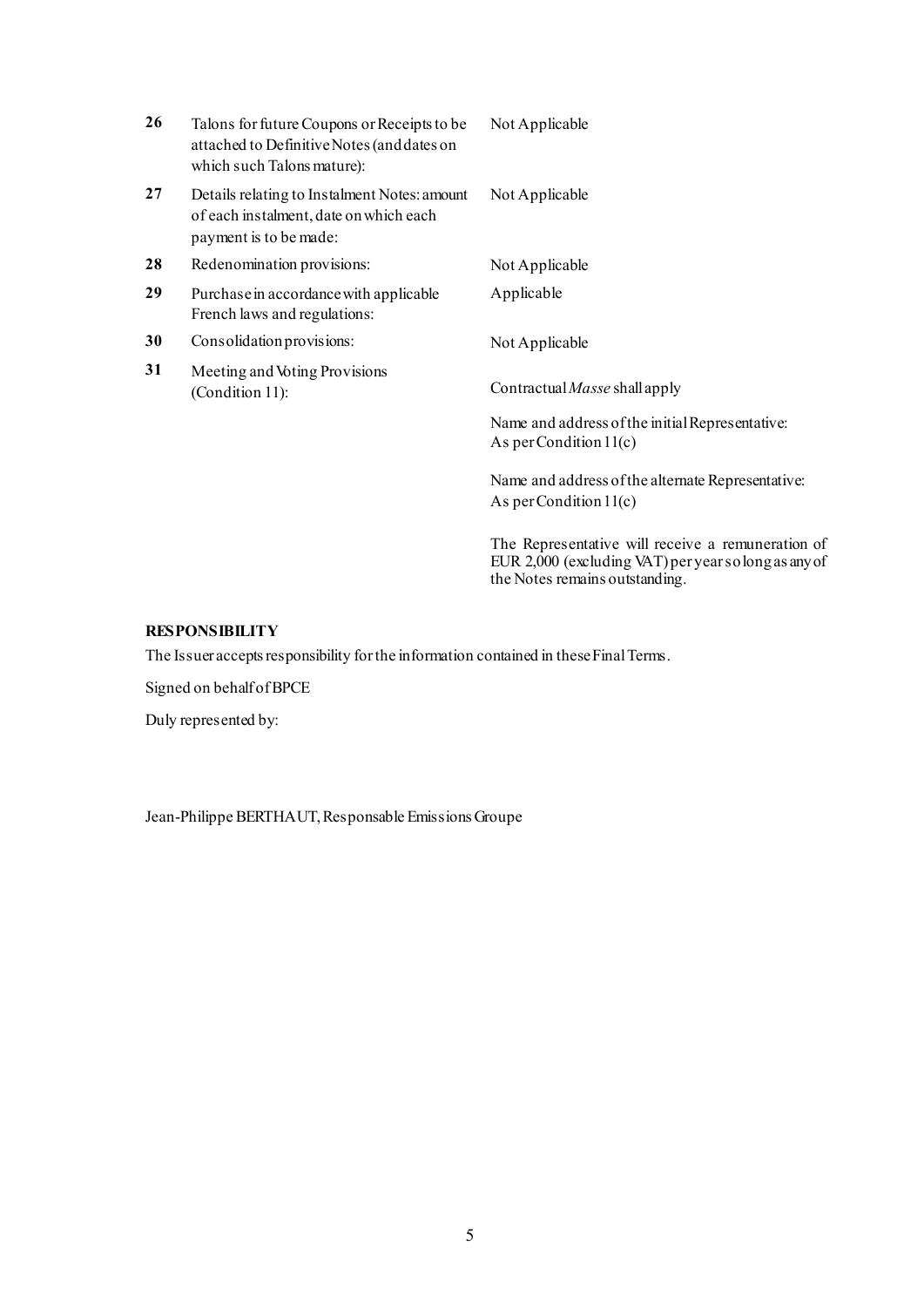| | | |
|---|---|---|
| **26** | Talons for future Coupons or Receipts to be attached to Definitive Notes (and dates on which such Talons mature): | Not Applicable |
| **27** | Details relating to Instalment Notes: amount of each instalment, date on which each payment is to be made: | Not Applicable |
| **28** | Redenomination provisions: | Not Applicable |
| **29** | Purchase in accordance with applicable French laws and regulations: | Applicable |
| **30** | Consolidation provisions: | Not Applicable |
| **31** | Meeting and Voting Provisions (Condition 11): | Contractual *Masse* shall apply<br><br>Name and address of the initial Representative: As per Condition 11(c)<br><br>Name and address of the alternate Representative: As per Condition 11(c)<br><br>The Representative will receive a remuneration of EUR 2,000 (excluding VAT) per year so long as any of the Notes remains outstanding. |

**RESPONSIBILITY**

The Issuer accepts responsibility for the information contained in these Final Terms.

Signed on behalf of BPCE

Duly represented by:

Jean-Philippe BERTHAUT, Responsable Emissions Groupe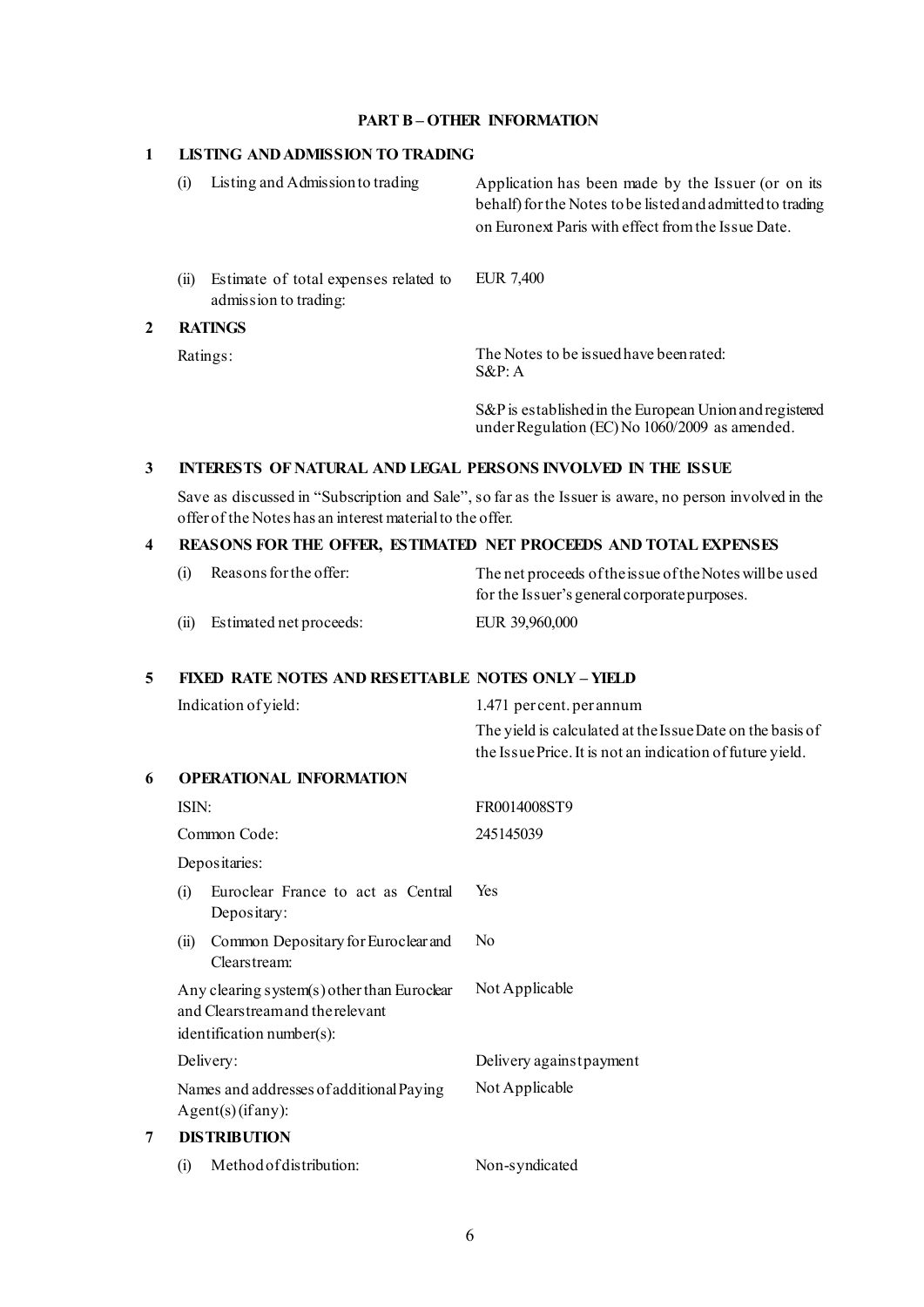## PART B – OTHER INFORMATION

### 1 LISTING AND ADMISSION TO TRADING

| | |
|---|---|
| (i) Listing and Admission to trading | Application has been made by the Issuer (or on its behalf) for the Notes to be listed and admitted to trading on Euronext Paris with effect from the Issue Date. |
| (ii) Estimate of total expenses related to admission to trading: | EUR 7,400 |

### 2 RATINGS

| | |
|---|---|
| Ratings: | The Notes to be issued have been rated: S&P: A<br><br>S&P is established in the European Union and registered under Regulation (EC) No 1060/2009 as amended. |

### 3 INTERESTS OF NATURAL AND LEGAL PERSONS INVOLVED IN THE ISSUE

Save as discussed in "Subscription and Sale", so far as the Issuer is aware, no person involved in the offer of the Notes has an interest material to the offer.

### 4 REASONS FOR THE OFFER, ESTIMATED NET PROCEEDS AND TOTAL EXPENSES

| | |
|---|---|
| (i) Reasons for the offer: | The net proceeds of the issue of the Notes will be used for the Issuer's general corporate purposes. |
| (ii) Estimated net proceeds: | EUR 39,960,000 |

### 5 FIXED RATE NOTES AND RESETTABLE NOTES ONLY – YIELD

| | |
|---|---|
| Indication of yield: | 1.471 per cent. per annum<br>The yield is calculated at the Issue Date on the basis of the Issue Price. It is not an indication of future yield. |

### 6 OPERATIONAL INFORMATION

| | |
|---|---|
| ISIN: | FR0014008ST9 |
| Common Code: | 245145039 |
| Depositaries: | |
| (i) Euroclear France to act as Central Depositary: | Yes |
| (ii) Common Depositary for Euroclear and Clearstream: | No |
| Any clearing system(s) other than Euroclear and Clearstream and the relevant identification number(s): | Not Applicable |
| Delivery: | Delivery against payment |
| Names and addresses of additional Paying Agent(s) (if any): | Not Applicable |

### 7 DISTRIBUTION

| | |
|---|---|
| (i) Method of distribution: | Non-syndicated |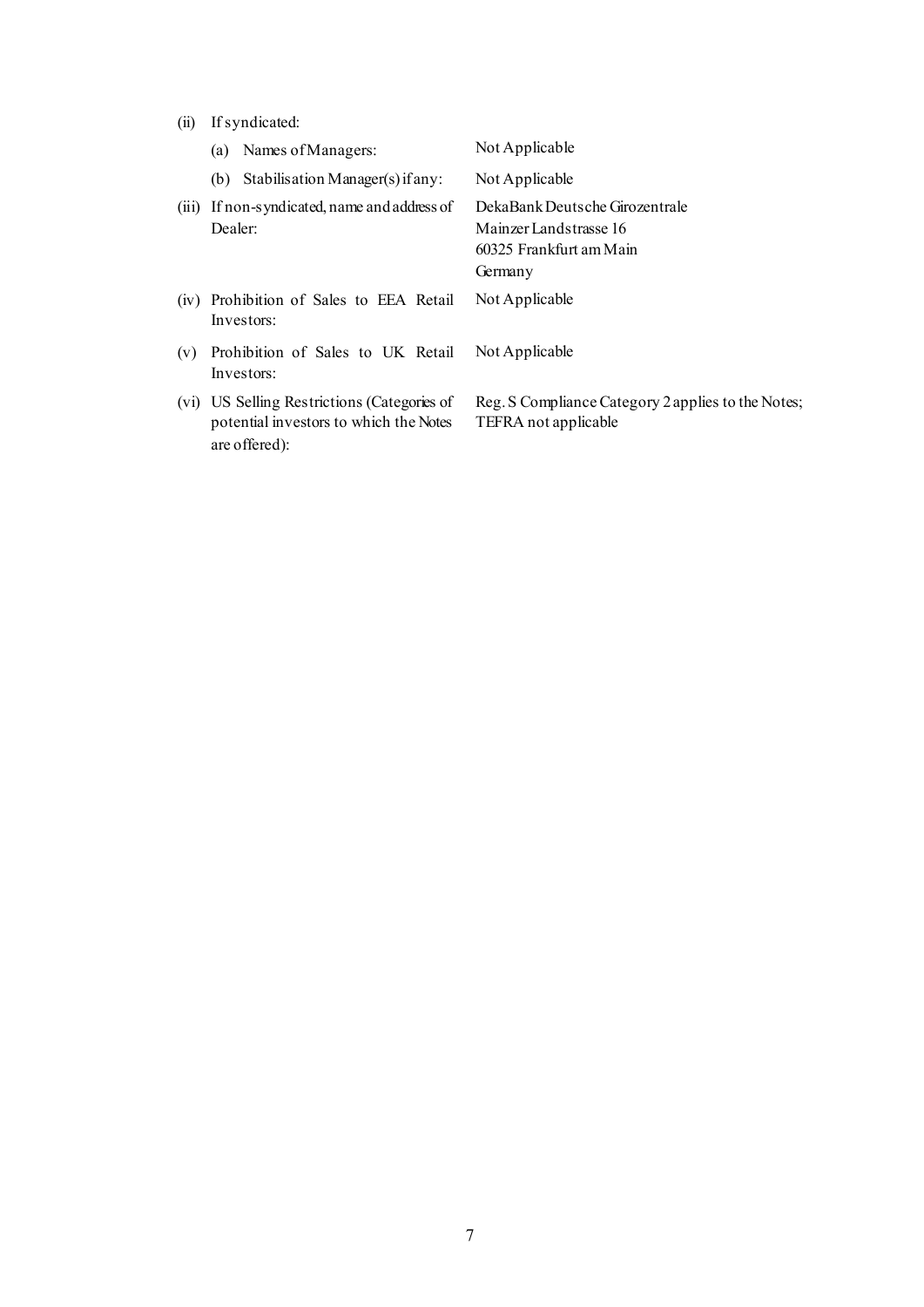| | | |
|---|---|---|
| (ii) | If syndicated: | |
| | (a) Names of Managers: | Not Applicable |
| | (b) Stabilisation Manager(s) if any: | Not Applicable |
| (iii) | If non-syndicated, name and address of Dealer: | DekaBank Deutsche Girozentrale<br>Mainzer Landstrasse 16<br>60325 Frankfurt am Main<br>Germany |
| (iv) | Prohibition of Sales to EEA Retail Investors: | Not Applicable |
| (v) | Prohibition of Sales to UK Retail Investors: | Not Applicable |
| (vi) | US Selling Restrictions (Categories of potential investors to which the Notes are offered): | Reg. S Compliance Category 2 applies to the Notes; TEFRA not applicable |